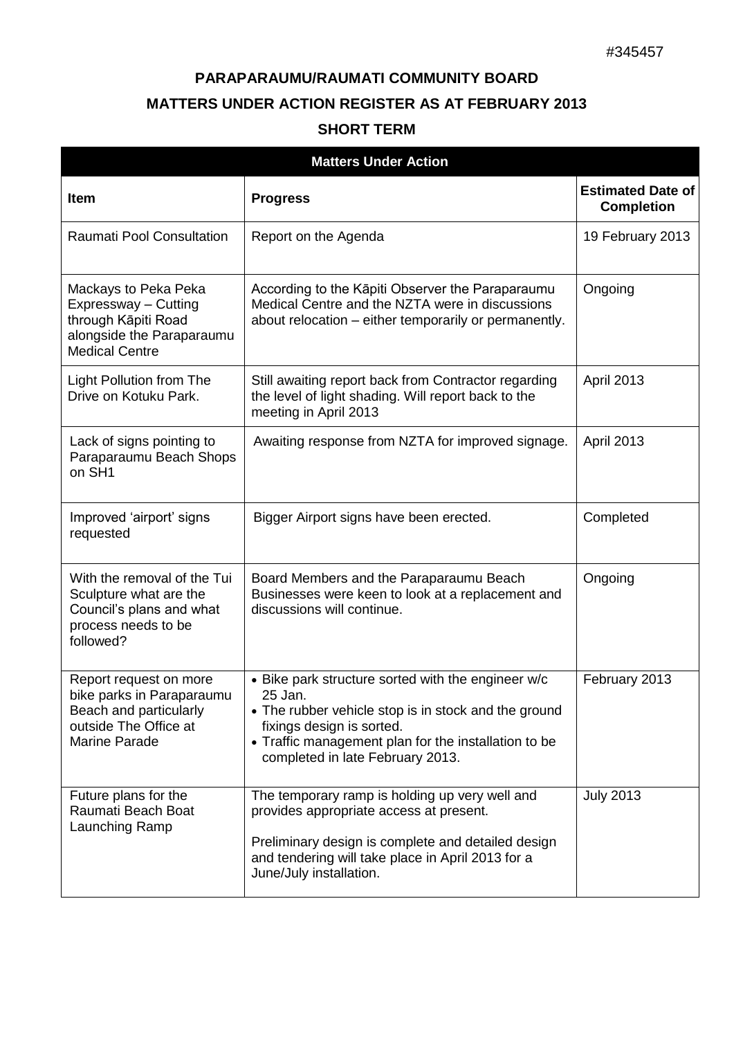#345457

# PARAPARAUMU/RAUMATI COMMUNITY BOARD

## MATTERS UNDER ACTION REGISTER AS AT FEBRUARY 2013

### SHORT TERM

| Matters Under Action | | |
|---|---|---|
| **Item** | **Progress** | **Estimated Date of Completion** |
| Raumati Pool Consultation | Report on the Agenda | 19 February 2013 |
| Mackays to Peka Peka Expressway – Cutting through Kāpiti Road alongside the Paraparaumu Medical Centre | According to the Kāpiti Observer the Paraparaumu Medical Centre and the NZTA were in discussions about relocation – either temporarily or permanently. | Ongoing |
| Light Pollution from The Drive on Kotuku Park. | Still awaiting report back from Contractor regarding the level of light shading. Will report back to the meeting in April 2013 | April 2013 |
| Lack of signs pointing to Paraparaumu Beach Shops on SH1 | Awaiting response from NZTA for improved signage. | April 2013 |
| Improved 'airport' signs requested | Bigger Airport signs have been erected. | Completed |
| With the removal of the Tui Sculpture what are the Council's plans and what process needs to be followed? | Board Members and the Paraparaumu Beach Businesses were keen to look at a replacement and discussions will continue. | Ongoing |
| Report request on more bike parks in Paraparaumu Beach and particularly outside The Office at Marine Parade | • Bike park structure sorted with the engineer w/c 25 Jan.<br>• The rubber vehicle stop is in stock and the ground fixings design is sorted.<br>• Traffic management plan for the installation to be completed in late February 2013. | February 2013 |
| Future plans for the Raumati Beach Boat Launching Ramp | The temporary ramp is holding up very well and provides appropriate access at present.<br><br>Preliminary design is complete and detailed design and tendering will take place in April 2013 for a June/July installation. | July 2013 |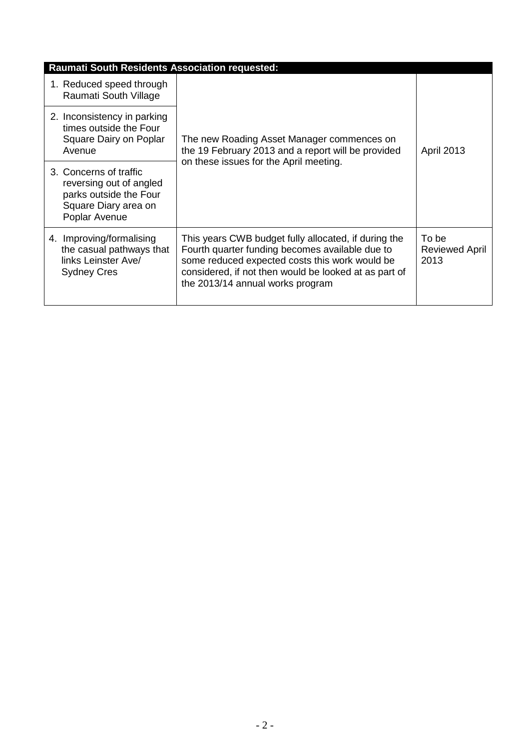| Raumati South Residents Association requested: | | |
|---|---|---|
| 1. Reduced speed through Raumati South Village | The new Roading Asset Manager commences on the 19 February 2013 and a report will be provided on these issues for the April meeting. | April 2013 |
| 2. Inconsistency in parking times outside the Four Square Dairy on Poplar Avenue | | |
| 3. Concerns of traffic reversing out of angled parks outside the Four Square Diary area on Poplar Avenue | | |
| 4. Improving/formalising the casual pathways that links Leinster Ave/ Sydney Cres | This years CWB budget fully allocated, if during the Fourth quarter funding becomes available due to some reduced expected costs this work would be considered, if not then would be looked at as part of the 2013/14 annual works program | To be Reviewed April 2013 |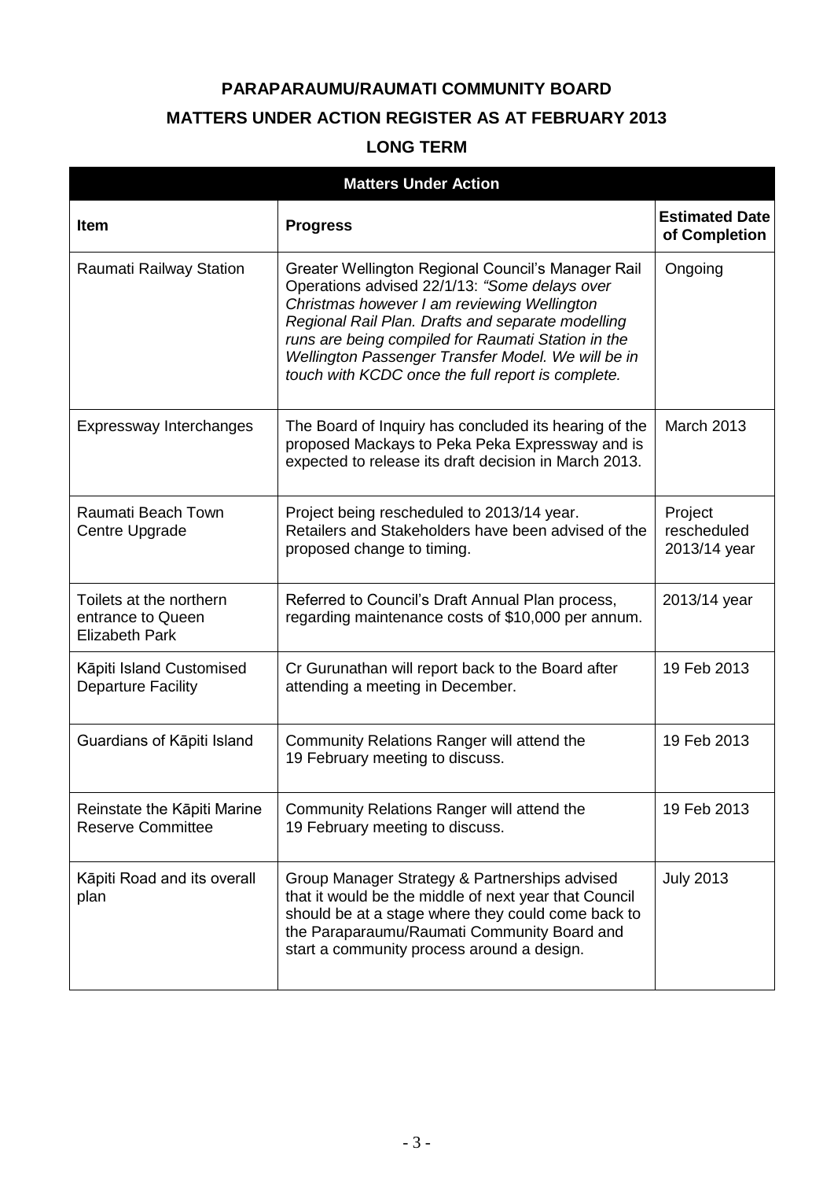# PARAPARAUMU/RAUMATI COMMUNITY BOARD

## MATTERS UNDER ACTION REGISTER AS AT FEBRUARY 2013

### LONG TERM

| Matters Under Action | | |
|---|---|---|
| **Item** | **Progress** | **Estimated Date of Completion** |
| Raumati Railway Station | Greater Wellington Regional Council's Manager Rail Operations advised 22/1/13: *"Some delays over Christmas however I am reviewing Wellington Regional Rail Plan. Drafts and separate modelling runs are being compiled for Raumati Station in the Wellington Passenger Transfer Model. We will be in touch with KCDC once the full report is complete.* | Ongoing |
| Expressway Interchanges | The Board of Inquiry has concluded its hearing of the proposed Mackays to Peka Peka Expressway and is expected to release its draft decision in March 2013. | March 2013 |
| Raumati Beach Town Centre Upgrade | Project being rescheduled to 2013/14 year. Retailers and Stakeholders have been advised of the proposed change to timing. | Project rescheduled 2013/14 year |
| Toilets at the northern entrance to Queen Elizabeth Park | Referred to Council's Draft Annual Plan process, regarding maintenance costs of $10,000 per annum. | 2013/14 year |
| Kāpiti Island Customised Departure Facility | Cr Gurunathan will report back to the Board after attending a meeting in December. | 19 Feb 2013 |
| Guardians of Kāpiti Island | Community Relations Ranger will attend the 19 February meeting to discuss. | 19 Feb 2013 |
| Reinstate the Kāpiti Marine Reserve Committee | Community Relations Ranger will attend the 19 February meeting to discuss. | 19 Feb 2013 |
| Kāpiti Road and its overall plan | Group Manager Strategy & Partnerships advised that it would be the middle of next year that Council should be at a stage where they could come back to the Paraparaumu/Raumati Community Board and start a community process around a design. | July 2013 |